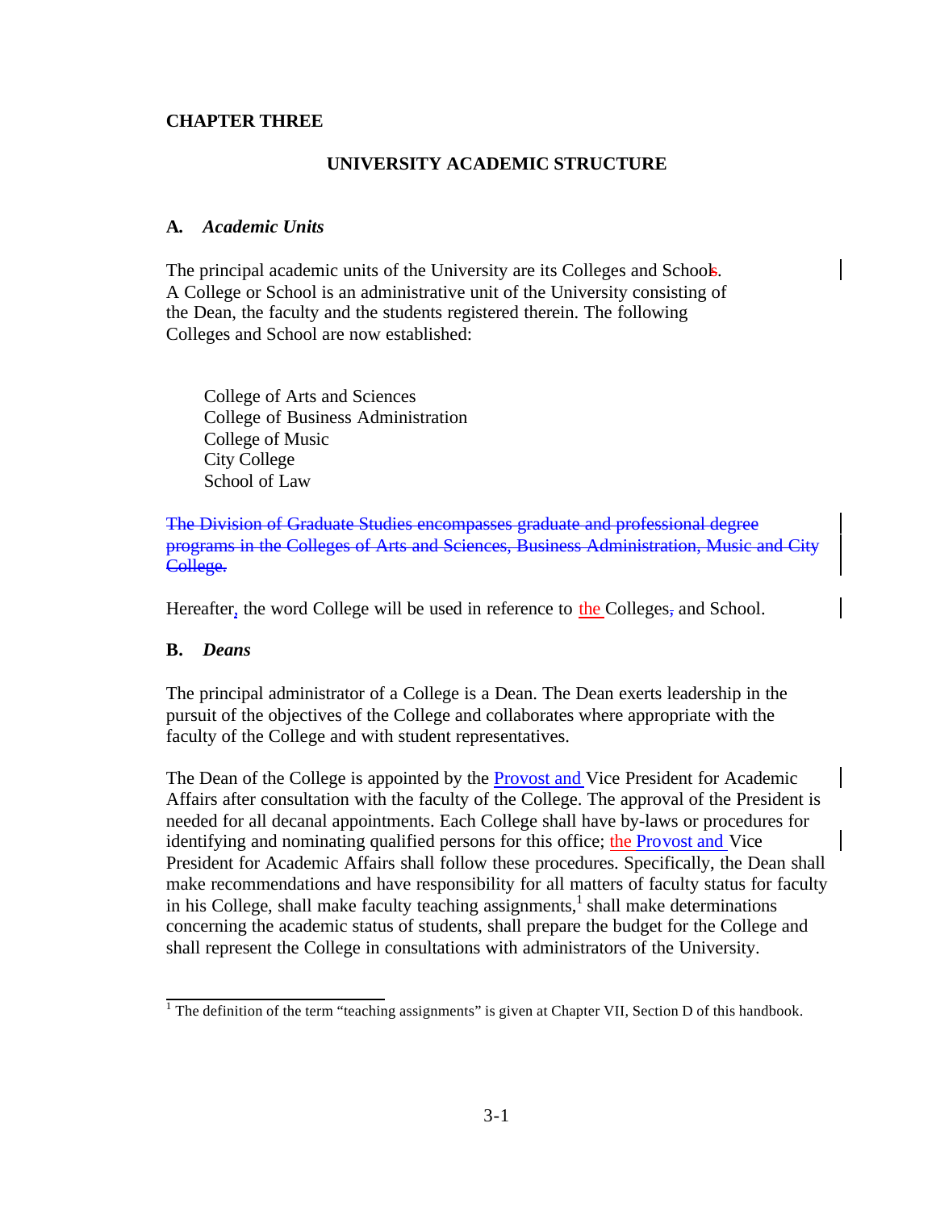**CHAPTER THREE**

## UNIVERSITY ACADEMIC STRUCTURE

### A. *Academic Units*

The principal academic units of the University are its Colleges and School~~s~~. A College or School is an administrative unit of the University consisting of the Dean, the faculty and the students registered therein. The following Colleges and School are now established:

College of Arts and Sciences
College of Business Administration
College of Music
City College
School of Law

~~The Division of Graduate Studies encompasses graduate and professional degree programs in the Colleges of Arts and Sciences, Business Administration, Music and City College.~~

Hereafter, the word College will be used in reference to the Colleges~~,~~ and School.

### B. *Deans*

The principal administrator of a College is a Dean. The Dean exerts leadership in the pursuit of the objectives of the College and collaborates where appropriate with the faculty of the College and with student representatives.

The Dean of the College is appointed by the Provost and Vice President for Academic Affairs after consultation with the faculty of the College. The approval of the President is needed for all decanal appointments. Each College shall have by-laws or procedures for identifying and nominating qualified persons for this office; the Provost and Vice President for Academic Affairs shall follow these procedures. Specifically, the Dean shall make recommendations and have responsibility for all matters of faculty status for faculty in his College, shall make faculty teaching assignments,[1] shall make determinations concerning the academic status of students, shall prepare the budget for the College and shall represent the College in consultations with administrators of the University.

[1] The definition of the term "teaching assignments" is given at Chapter VII, Section D of this handbook.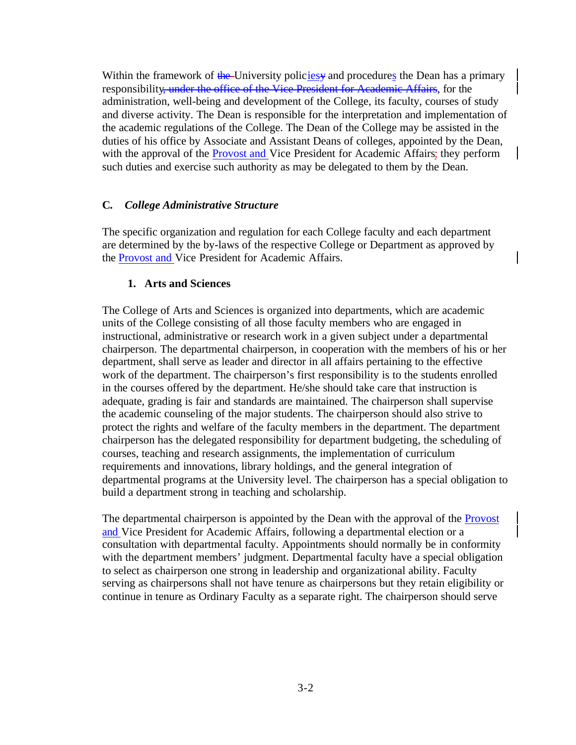Within the framework of ~~the~~ University policies~~y~~ and procedures the Dean has a primary responsibility~~, under the office of the Vice President for Academic Affairs~~, for the administration, well-being and development of the College, its faculty, courses of study and diverse activity. The Dean is responsible for the interpretation and implementation of the academic regulations of the College. The Dean of the College may be assisted in the duties of his office by Associate and Assistant Deans of colleges, appointed by the Dean, with the approval of the Provost and Vice President for Academic Affairs; they perform such duties and exercise such authority as may be delegated to them by the Dean.

### C. *College Administrative Structure*

The specific organization and regulation for each College faculty and each department are determined by the by-laws of the respective College or Department as approved by the Provost and Vice President for Academic Affairs.

#### 1. Arts and Sciences

The College of Arts and Sciences is organized into departments, which are academic units of the College consisting of all those faculty members who are engaged in instructional, administrative or research work in a given subject under a departmental chairperson. The departmental chairperson, in cooperation with the members of his or her department, shall serve as leader and director in all affairs pertaining to the effective work of the department. The chairperson's first responsibility is to the students enrolled in the courses offered by the department. He/she should take care that instruction is adequate, grading is fair and standards are maintained. The chairperson shall supervise the academic counseling of the major students. The chairperson should also strive to protect the rights and welfare of the faculty members in the department. The department chairperson has the delegated responsibility for department budgeting, the scheduling of courses, teaching and research assignments, the implementation of curriculum requirements and innovations, library holdings, and the general integration of departmental programs at the University level. The chairperson has a special obligation to build a department strong in teaching and scholarship.

The departmental chairperson is appointed by the Dean with the approval of the Provost and Vice President for Academic Affairs, following a departmental election or a consultation with departmental faculty. Appointments should normally be in conformity with the department members' judgment. Departmental faculty have a special obligation to select as chairperson one strong in leadership and organizational ability. Faculty serving as chairpersons shall not have tenure as chairpersons but they retain eligibility or continue in tenure as Ordinary Faculty as a separate right. The chairperson should serve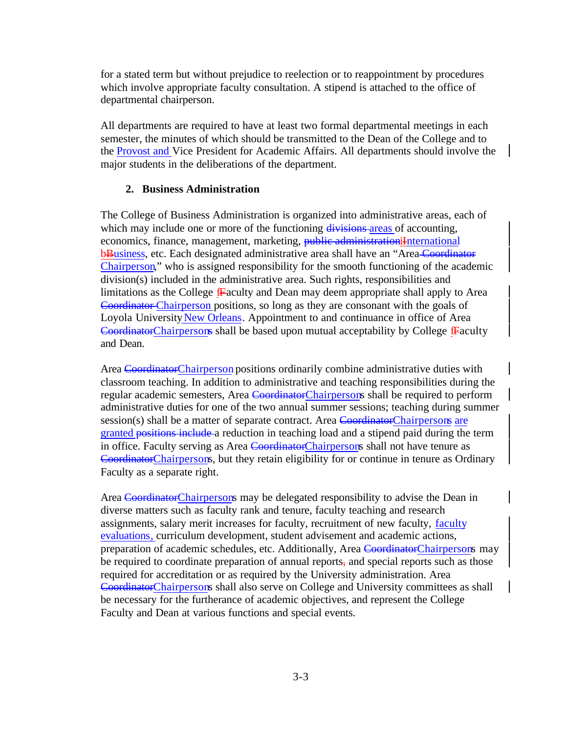for a stated term but without prejudice to reelection or to reappointment by procedures which involve appropriate faculty consultation. A stipend is attached to the office of departmental chairperson.

All departments are required to have at least two formal departmental meetings in each semester, the minutes of which should be transmitted to the Dean of the College and to the Provost and Vice President for Academic Affairs. All departments should involve the major students in the deliberations of the department.

2. **Business Administration**

The College of Business Administration is organized into administrative areas, each of which may include one or more of the functioning ~~divisions~~ areas of accounting, economics, finance, management, marketing, ~~public administration~~i~~I~~nternational b~~B~~usiness, etc. Each designated administrative area shall have an "Area ~~Coordinator~~ Chairperson," who is assigned responsibility for the smooth functioning of the academic division(s) included in the administrative area. Such rights, responsibilities and limitations as the College f~~F~~aculty and Dean may deem appropriate shall apply to Area ~~Coordinator~~ Chairperson positions, so long as they are consonant with the goals of Loyola University New Orleans. Appointment to and continuance in office of Area ~~Coordinator~~Chairpersons shall be based upon mutual acceptability by College f~~F~~aculty and Dean.

Area ~~Coordinator~~Chairperson positions ordinarily combine administrative duties with classroom teaching. In addition to administrative and teaching responsibilities during the regular academic semesters, Area ~~Coordinator~~Chairpersons shall be required to perform administrative duties for one of the two annual summer sessions; teaching during summer session(s) shall be a matter of separate contract. Area ~~Coordinator~~Chairpersons are granted ~~positions include~~ a reduction in teaching load and a stipend paid during the term in office. Faculty serving as Area ~~Coordinator~~Chairpersons shall not have tenure as ~~Coordinator~~Chairpersons, but they retain eligibility for or continue in tenure as Ordinary Faculty as a separate right.

Area ~~Coordinator~~Chairpersons may be delegated responsibility to advise the Dean in diverse matters such as faculty rank and tenure, faculty teaching and research assignments, salary merit increases for faculty, recruitment of new faculty, faculty evaluations, curriculum development, student advisement and academic actions, preparation of academic schedules, etc. Additionally, Area ~~Coordinator~~Chairpersons may be required to coordinate preparation of annual reports~~,~~ and special reports such as those required for accreditation or as required by the University administration. Area ~~Coordinator~~Chairpersons shall also serve on College and University committees as shall be necessary for the furtherance of academic objectives, and represent the College Faculty and Dean at various functions and special events.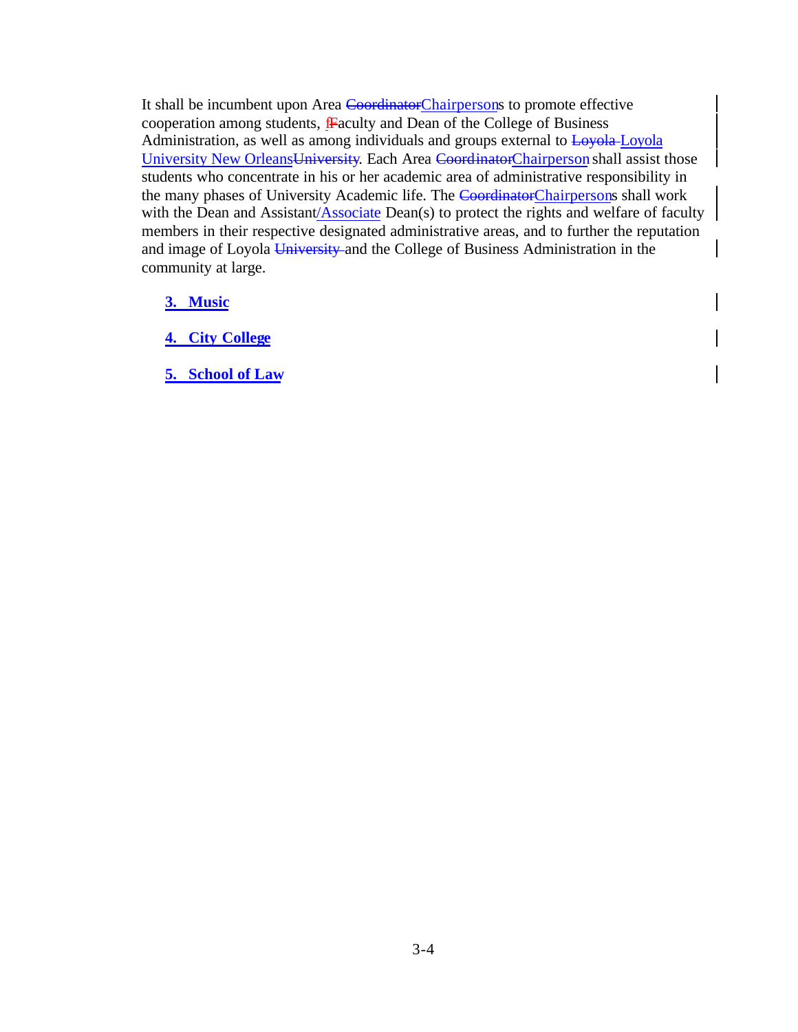It shall be incumbent upon Area ~~Coordinator~~Chairpersons to promote effective cooperation among students, f~~F~~aculty and Dean of the College of Business Administration, as well as among individuals and groups external to ~~Loyola~~ Loyola University New Orleans~~University~~. Each Area ~~Coordinator~~Chairperson shall assist those students who concentrate in his or her academic area of administrative responsibility in the many phases of University Academic life. The ~~Coordinator~~Chairpersons shall work with the Dean and Assistant/Associate Dean(s) to protect the rights and welfare of faculty members in their respective designated administrative areas, and to further the reputation and image of Loyola ~~University~~ and the College of Business Administration in the community at large.

**3. Music**

**4. City College**

**5. School of Law**